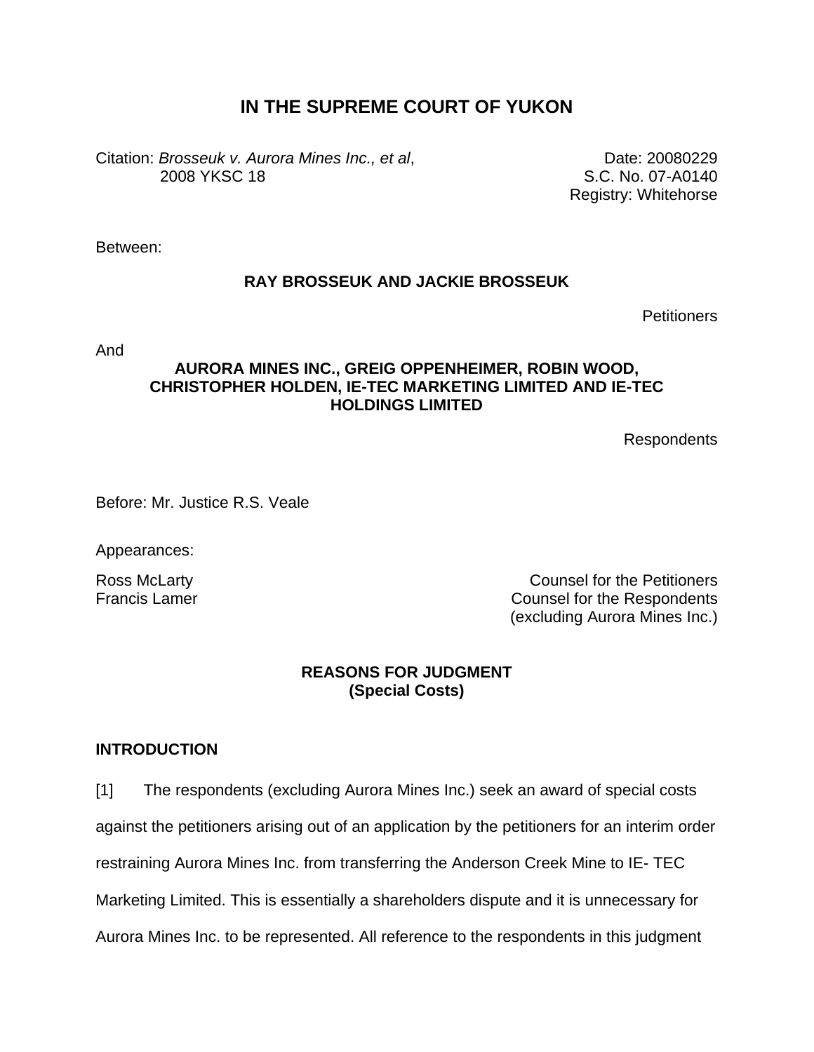# IN THE SUPREME COURT OF YUKON

Citation: *Brosseuk v. Aurora Mines Inc., et al*, 2008 YKSC 18

Date: 20080229
S.C. No. 07-A0140
Registry: Whitehorse

Between:

**RAY BROSSEUK AND JACKIE BROSSEUK**

Petitioners

And

**AURORA MINES INC., GREIG OPPENHEIMER, ROBIN WOOD, CHRISTOPHER HOLDEN, IE-TEC MARKETING LIMITED AND IE-TEC HOLDINGS LIMITED**

Respondents

Before: Mr. Justice R.S. Veale

Appearances:

Ross McLarty — Counsel for the Petitioners
Francis Lamer — Counsel for the Respondents (excluding Aurora Mines Inc.)

**REASONS FOR JUDGMENT**
**(Special Costs)**

## INTRODUCTION

[1] The respondents (excluding Aurora Mines Inc.) seek an award of special costs against the petitioners arising out of an application by the petitioners for an interim order restraining Aurora Mines Inc. from transferring the Anderson Creek Mine to IE- TEC Marketing Limited. This is essentially a shareholders dispute and it is unnecessary for Aurora Mines Inc. to be represented. All reference to the respondents in this judgment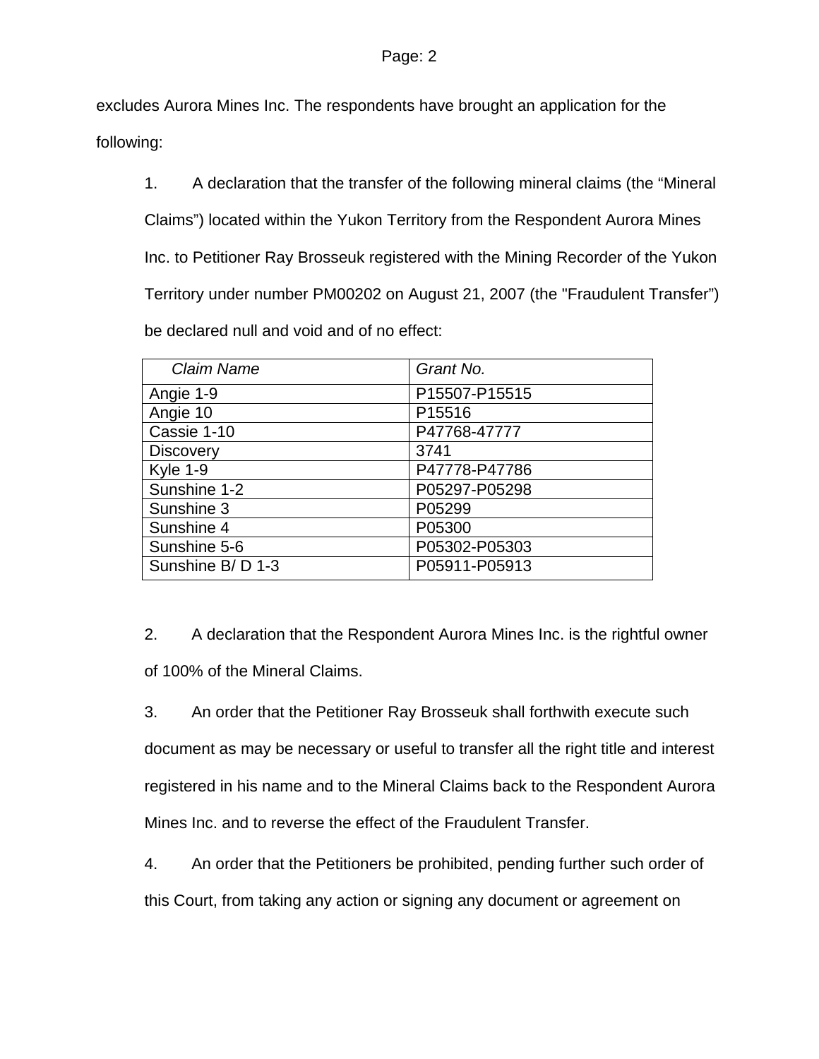excludes Aurora Mines Inc. The respondents have brought an application for the following:

1. A declaration that the transfer of the following mineral claims (the "Mineral Claims") located within the Yukon Territory from the Respondent Aurora Mines Inc. to Petitioner Ray Brosseuk registered with the Mining Recorder of the Yukon Territory under number PM00202 on August 21, 2007 (the "Fraudulent Transfer") be declared null and void and of no effect:

| *Claim Name* | *Grant No.* |
|---|---|
| Angie 1-9 | P15507-P15515 |
| Angie 10 | P15516 |
| Cassie 1-10 | P47768-47777 |
| Discovery | 3741 |
| Kyle 1-9 | P47778-P47786 |
| Sunshine 1-2 | P05297-P05298 |
| Sunshine 3 | P05299 |
| Sunshine 4 | P05300 |
| Sunshine 5-6 | P05302-P05303 |
| Sunshine B/ D 1-3 | P05911-P05913 |

2. A declaration that the Respondent Aurora Mines Inc. is the rightful owner of 100% of the Mineral Claims.

3. An order that the Petitioner Ray Brosseuk shall forthwith execute such document as may be necessary or useful to transfer all the right title and interest registered in his name and to the Mineral Claims back to the Respondent Aurora Mines Inc. and to reverse the effect of the Fraudulent Transfer.

4. An order that the Petitioners be prohibited, pending further such order of this Court, from taking any action or signing any document or agreement on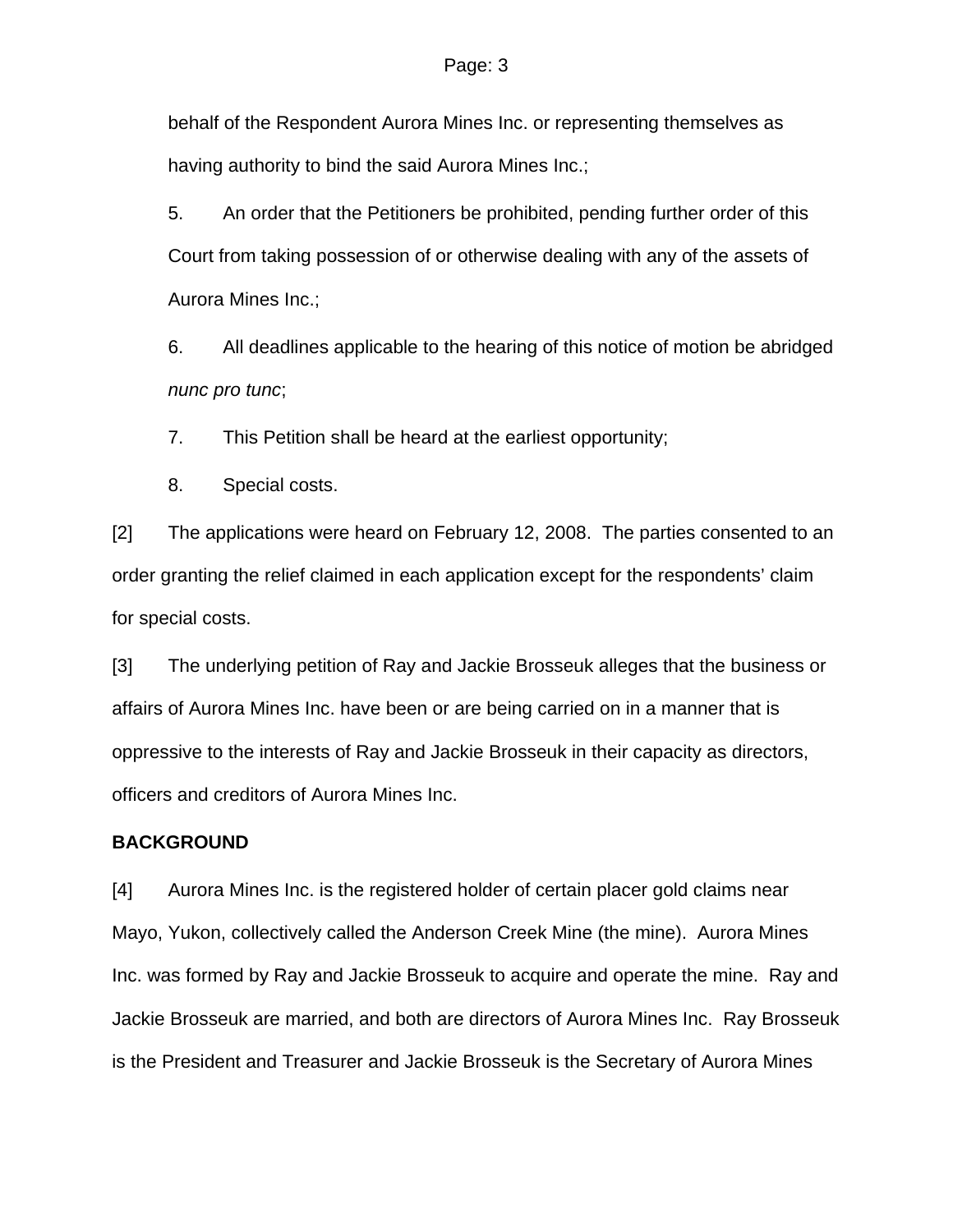behalf of the Respondent Aurora Mines Inc. or representing themselves as having authority to bind the said Aurora Mines Inc.;

5. An order that the Petitioners be prohibited, pending further order of this Court from taking possession of or otherwise dealing with any of the assets of Aurora Mines Inc.;

6. All deadlines applicable to the hearing of this notice of motion be abridged *nunc pro tunc*;

7. This Petition shall be heard at the earliest opportunity;

8. Special costs.

[2] The applications were heard on February 12, 2008. The parties consented to an order granting the relief claimed in each application except for the respondents' claim for special costs.

[3] The underlying petition of Ray and Jackie Brosseuk alleges that the business or affairs of Aurora Mines Inc. have been or are being carried on in a manner that is oppressive to the interests of Ray and Jackie Brosseuk in their capacity as directors, officers and creditors of Aurora Mines Inc.

**BACKGROUND**

[4] Aurora Mines Inc. is the registered holder of certain placer gold claims near Mayo, Yukon, collectively called the Anderson Creek Mine (the mine). Aurora Mines Inc. was formed by Ray and Jackie Brosseuk to acquire and operate the mine. Ray and Jackie Brosseuk are married, and both are directors of Aurora Mines Inc. Ray Brosseuk is the President and Treasurer and Jackie Brosseuk is the Secretary of Aurora Mines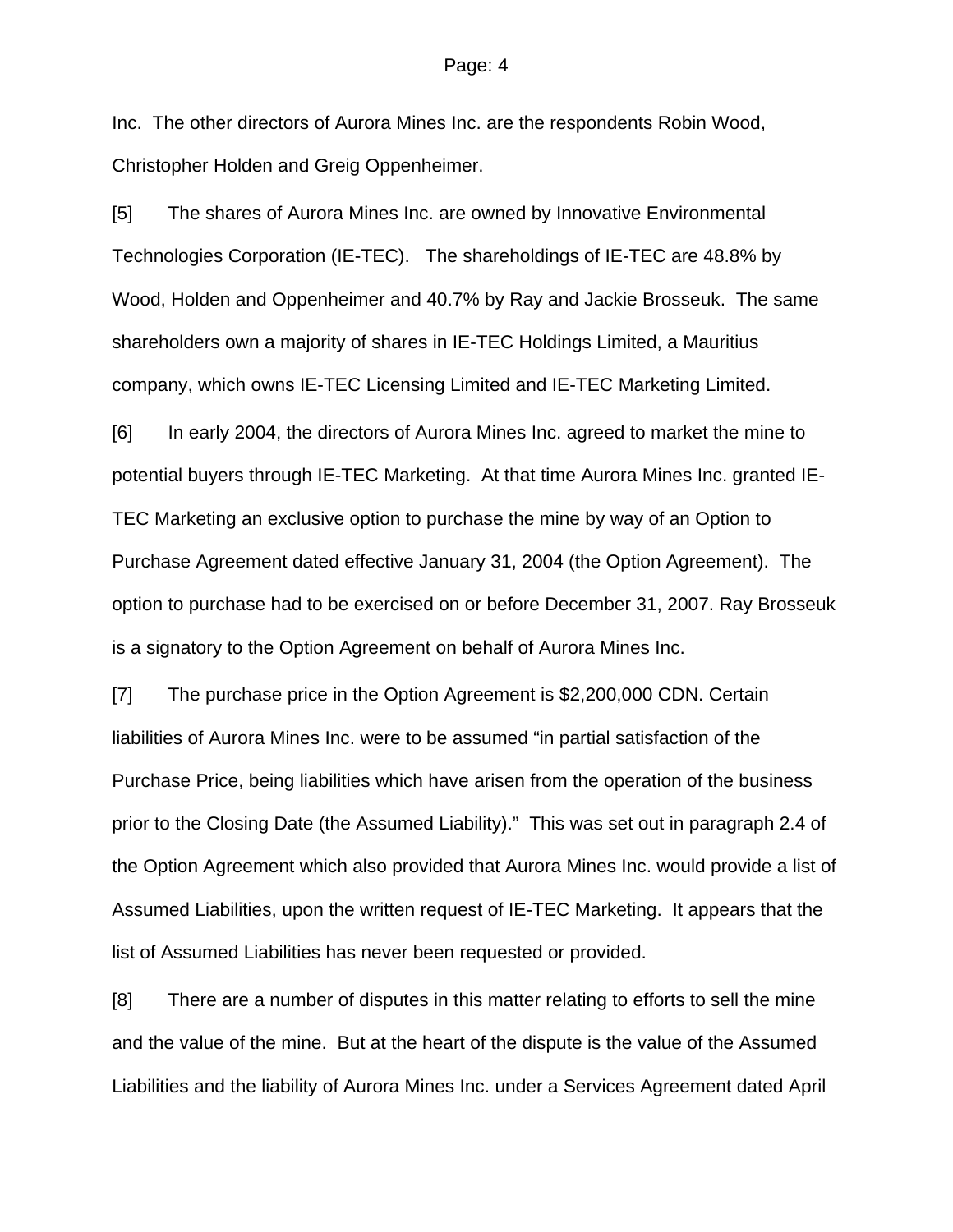Inc. The other directors of Aurora Mines Inc. are the respondents Robin Wood, Christopher Holden and Greig Oppenheimer.

[5] The shares of Aurora Mines Inc. are owned by Innovative Environmental Technologies Corporation (IE-TEC). The shareholdings of IE-TEC are 48.8% by Wood, Holden and Oppenheimer and 40.7% by Ray and Jackie Brosseuk. The same shareholders own a majority of shares in IE-TEC Holdings Limited, a Mauritius company, which owns IE-TEC Licensing Limited and IE-TEC Marketing Limited.

[6] In early 2004, the directors of Aurora Mines Inc. agreed to market the mine to potential buyers through IE-TEC Marketing. At that time Aurora Mines Inc. granted IE-TEC Marketing an exclusive option to purchase the mine by way of an Option to Purchase Agreement dated effective January 31, 2004 (the Option Agreement). The option to purchase had to be exercised on or before December 31, 2007. Ray Brosseuk is a signatory to the Option Agreement on behalf of Aurora Mines Inc.

[7] The purchase price in the Option Agreement is $2,200,000 CDN. Certain liabilities of Aurora Mines Inc. were to be assumed "in partial satisfaction of the Purchase Price, being liabilities which have arisen from the operation of the business prior to the Closing Date (the Assumed Liability)." This was set out in paragraph 2.4 of the Option Agreement which also provided that Aurora Mines Inc. would provide a list of Assumed Liabilities, upon the written request of IE-TEC Marketing. It appears that the list of Assumed Liabilities has never been requested or provided.

[8] There are a number of disputes in this matter relating to efforts to sell the mine and the value of the mine. But at the heart of the dispute is the value of the Assumed Liabilities and the liability of Aurora Mines Inc. under a Services Agreement dated April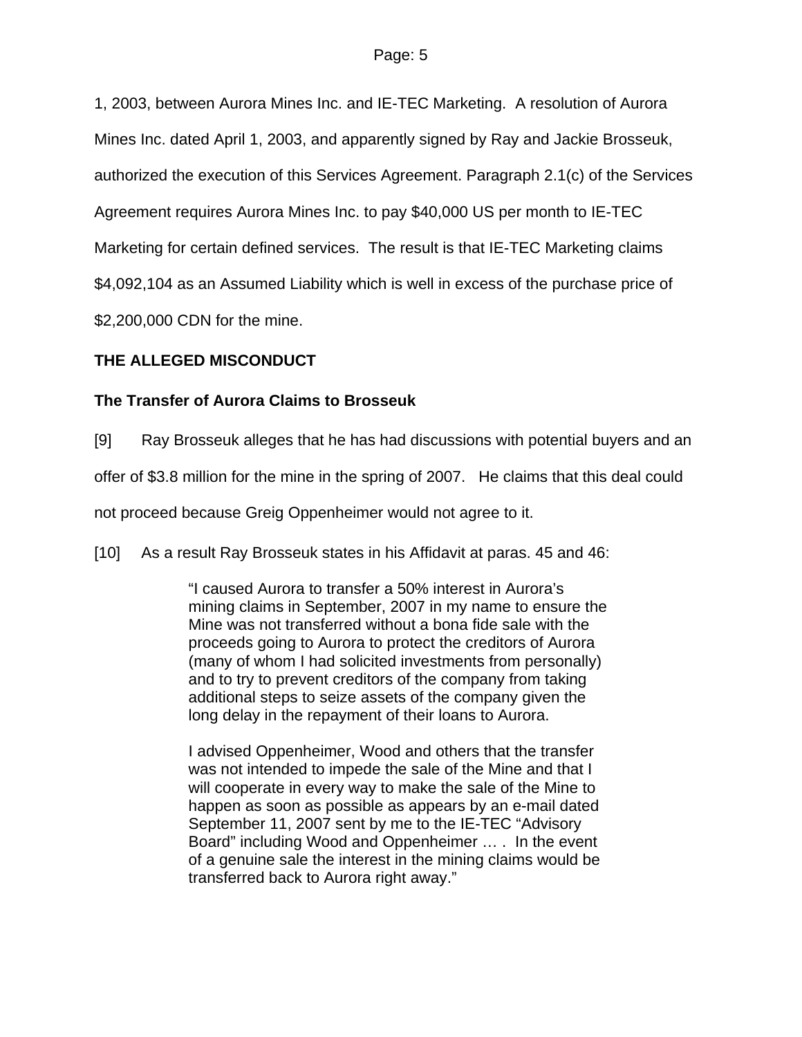1, 2003, between Aurora Mines Inc. and IE-TEC Marketing. A resolution of Aurora Mines Inc. dated April 1, 2003, and apparently signed by Ray and Jackie Brosseuk, authorized the execution of this Services Agreement. Paragraph 2.1(c) of the Services Agreement requires Aurora Mines Inc. to pay $40,000 US per month to IE-TEC Marketing for certain defined services. The result is that IE-TEC Marketing claims $4,092,104 as an Assumed Liability which is well in excess of the purchase price of $2,200,000 CDN for the mine.

**THE ALLEGED MISCONDUCT**

**The Transfer of Aurora Claims to Brosseuk**

[9] Ray Brosseuk alleges that he has had discussions with potential buyers and an offer of $3.8 million for the mine in the spring of 2007. He claims that this deal could not proceed because Greig Oppenheimer would not agree to it.

[10] As a result Ray Brosseuk states in his Affidavit at paras. 45 and 46:

> "I caused Aurora to transfer a 50% interest in Aurora's mining claims in September, 2007 in my name to ensure the Mine was not transferred without a bona fide sale with the proceeds going to Aurora to protect the creditors of Aurora (many of whom I had solicited investments from personally) and to try to prevent creditors of the company from taking additional steps to seize assets of the company given the long delay in the repayment of their loans to Aurora.
>
> I advised Oppenheimer, Wood and others that the transfer was not intended to impede the sale of the Mine and that I will cooperate in every way to make the sale of the Mine to happen as soon as possible as appears by an e-mail dated September 11, 2007 sent by me to the IE-TEC "Advisory Board" including Wood and Oppenheimer … . In the event of a genuine sale the interest in the mining claims would be transferred back to Aurora right away."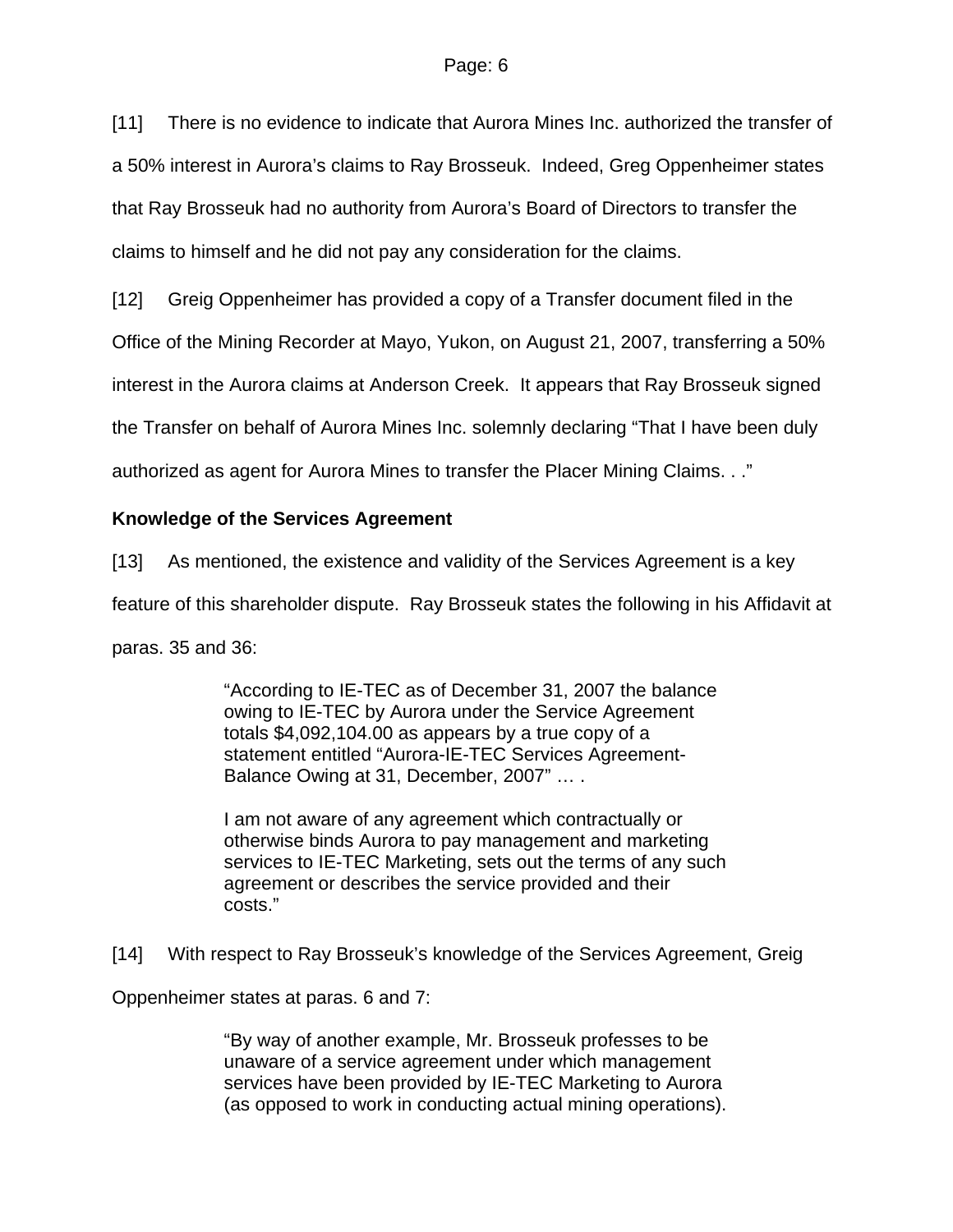[11] There is no evidence to indicate that Aurora Mines Inc. authorized the transfer of a 50% interest in Aurora's claims to Ray Brosseuk. Indeed, Greg Oppenheimer states that Ray Brosseuk had no authority from Aurora's Board of Directors to transfer the claims to himself and he did not pay any consideration for the claims.

[12] Greig Oppenheimer has provided a copy of a Transfer document filed in the Office of the Mining Recorder at Mayo, Yukon, on August 21, 2007, transferring a 50% interest in the Aurora claims at Anderson Creek. It appears that Ray Brosseuk signed the Transfer on behalf of Aurora Mines Inc. solemnly declaring "That I have been duly authorized as agent for Aurora Mines to transfer the Placer Mining Claims. . ."

**Knowledge of the Services Agreement**

[13] As mentioned, the existence and validity of the Services Agreement is a key feature of this shareholder dispute. Ray Brosseuk states the following in his Affidavit at paras. 35 and 36:

> "According to IE-TEC as of December 31, 2007 the balance owing to IE-TEC by Aurora under the Service Agreement totals $4,092,104.00 as appears by a true copy of a statement entitled "Aurora-IE-TEC Services Agreement-Balance Owing at 31, December, 2007" … .
>
> I am not aware of any agreement which contractually or otherwise binds Aurora to pay management and marketing services to IE-TEC Marketing, sets out the terms of any such agreement or describes the service provided and their costs."

[14] With respect to Ray Brosseuk's knowledge of the Services Agreement, Greig Oppenheimer states at paras. 6 and 7:

> "By way of another example, Mr. Brosseuk professes to be unaware of a service agreement under which management services have been provided by IE-TEC Marketing to Aurora (as opposed to work in conducting actual mining operations).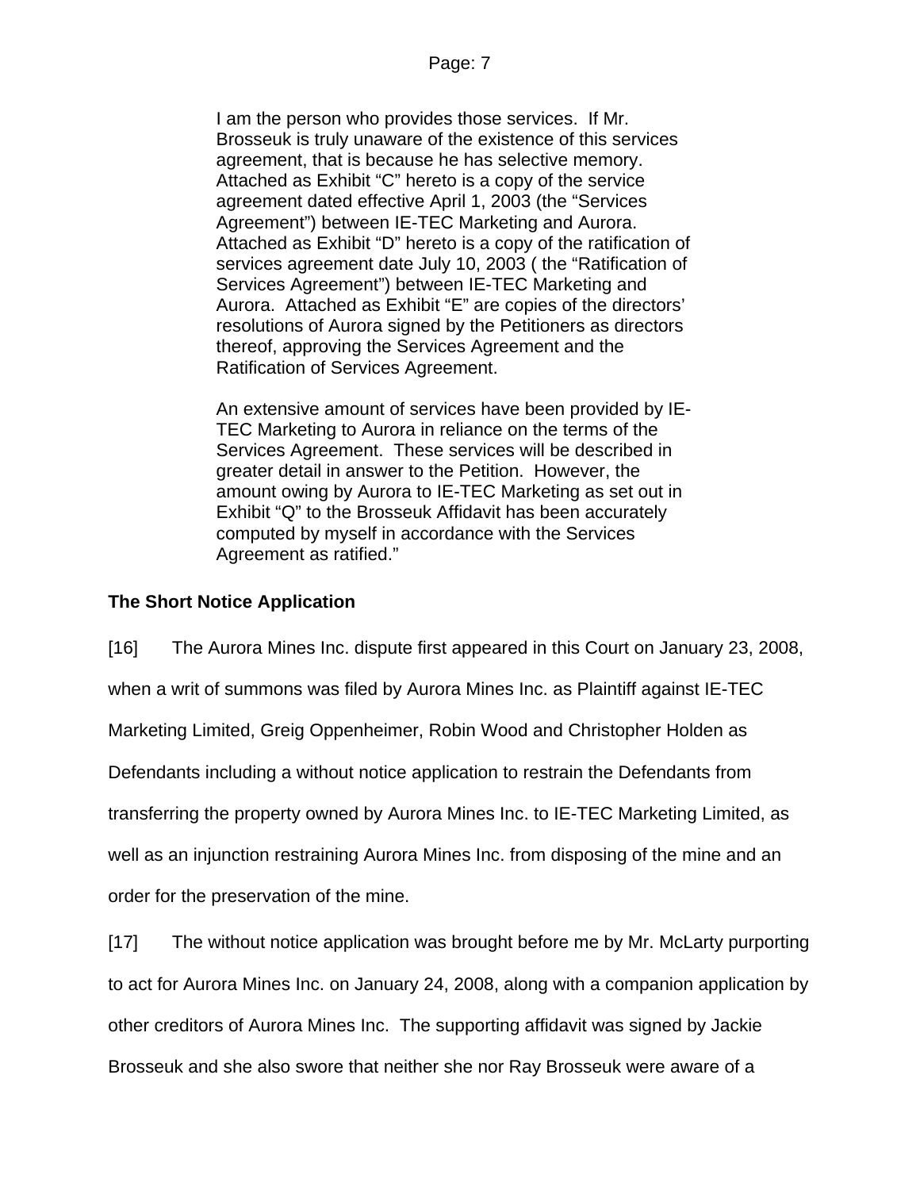> I am the person who provides those services. If Mr. Brosseuk is truly unaware of the existence of this services agreement, that is because he has selective memory. Attached as Exhibit "C" hereto is a copy of the service agreement dated effective April 1, 2003 (the "Services Agreement") between IE-TEC Marketing and Aurora. Attached as Exhibit "D" hereto is a copy of the ratification of services agreement date July 10, 2003 ( the "Ratification of Services Agreement") between IE-TEC Marketing and Aurora. Attached as Exhibit "E" are copies of the directors' resolutions of Aurora signed by the Petitioners as directors thereof, approving the Services Agreement and the Ratification of Services Agreement.
>
> An extensive amount of services have been provided by IE-TEC Marketing to Aurora in reliance on the terms of the Services Agreement. These services will be described in greater detail in answer to the Petition. However, the amount owing by Aurora to IE-TEC Marketing as set out in Exhibit "Q" to the Brosseuk Affidavit has been accurately computed by myself in accordance with the Services Agreement as ratified."

**The Short Notice Application**

[16] The Aurora Mines Inc. dispute first appeared in this Court on January 23, 2008, when a writ of summons was filed by Aurora Mines Inc. as Plaintiff against IE-TEC Marketing Limited, Greig Oppenheimer, Robin Wood and Christopher Holden as Defendants including a without notice application to restrain the Defendants from transferring the property owned by Aurora Mines Inc. to IE-TEC Marketing Limited, as well as an injunction restraining Aurora Mines Inc. from disposing of the mine and an order for the preservation of the mine.

[17] The without notice application was brought before me by Mr. McLarty purporting to act for Aurora Mines Inc. on January 24, 2008, along with a companion application by other creditors of Aurora Mines Inc. The supporting affidavit was signed by Jackie Brosseuk and she also swore that neither she nor Ray Brosseuk were aware of a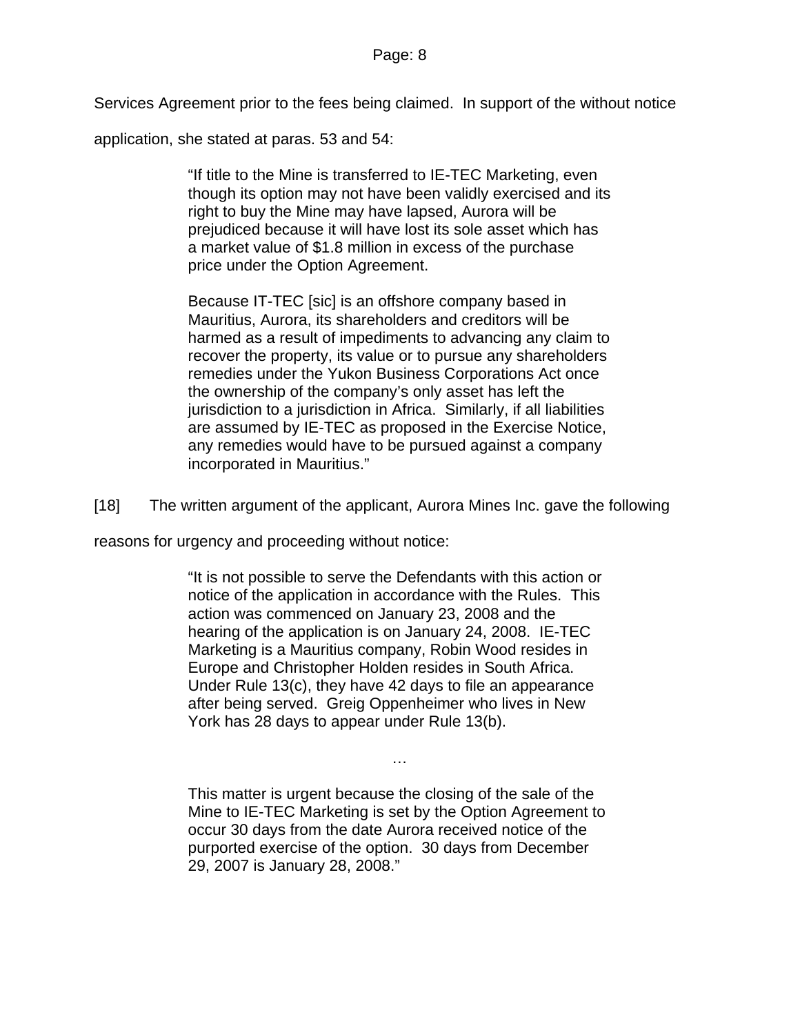Services Agreement prior to the fees being claimed. In support of the without notice application, she stated at paras. 53 and 54:

> "If title to the Mine is transferred to IE-TEC Marketing, even though its option may not have been validly exercised and its right to buy the Mine may have lapsed, Aurora will be prejudiced because it will have lost its sole asset which has a market value of $1.8 million in excess of the purchase price under the Option Agreement.
>
> Because IT-TEC [sic] is an offshore company based in Mauritius, Aurora, its shareholders and creditors will be harmed as a result of impediments to advancing any claim to recover the property, its value or to pursue any shareholders remedies under the Yukon Business Corporations Act once the ownership of the company's only asset has left the jurisdiction to a jurisdiction in Africa. Similarly, if all liabilities are assumed by IE-TEC as proposed in the Exercise Notice, any remedies would have to be pursued against a company incorporated in Mauritius."

[18] The written argument of the applicant, Aurora Mines Inc. gave the following reasons for urgency and proceeding without notice:

> "It is not possible to serve the Defendants with this action or notice of the application in accordance with the Rules. This action was commenced on January 23, 2008 and the hearing of the application is on January 24, 2008. IE-TEC Marketing is a Mauritius company, Robin Wood resides in Europe and Christopher Holden resides in South Africa. Under Rule 13(c), they have 42 days to file an appearance after being served. Greig Oppenheimer who lives in New York has 28 days to appear under Rule 13(b).
>
> …
>
> This matter is urgent because the closing of the sale of the Mine to IE-TEC Marketing is set by the Option Agreement to occur 30 days from the date Aurora received notice of the purported exercise of the option. 30 days from December 29, 2007 is January 28, 2008."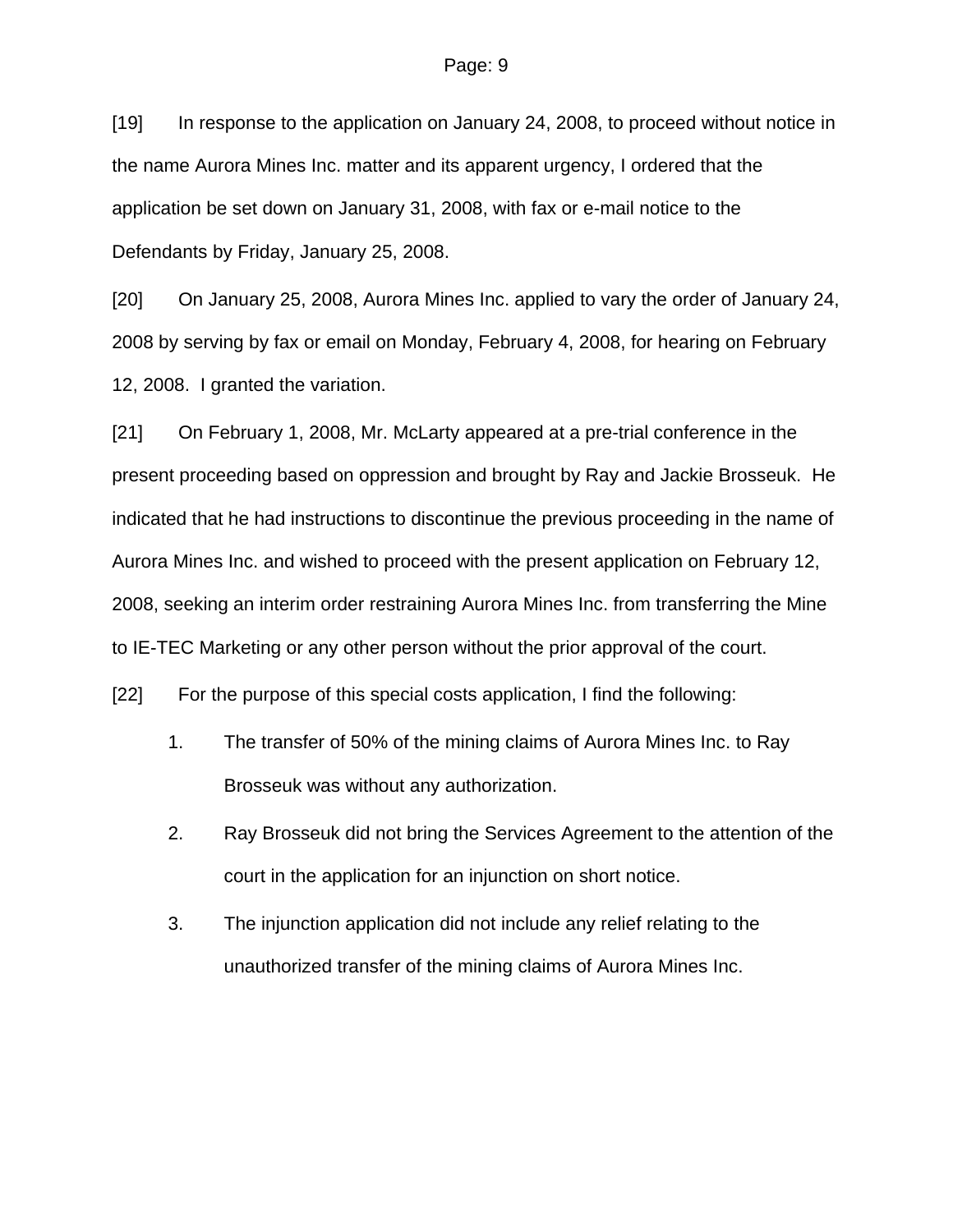[19] In response to the application on January 24, 2008, to proceed without notice in the name Aurora Mines Inc. matter and its apparent urgency, I ordered that the application be set down on January 31, 2008, with fax or e-mail notice to the Defendants by Friday, January 25, 2008.

[20] On January 25, 2008, Aurora Mines Inc. applied to vary the order of January 24, 2008 by serving by fax or email on Monday, February 4, 2008, for hearing on February 12, 2008. I granted the variation.

[21] On February 1, 2008, Mr. McLarty appeared at a pre-trial conference in the present proceeding based on oppression and brought by Ray and Jackie Brosseuk. He indicated that he had instructions to discontinue the previous proceeding in the name of Aurora Mines Inc. and wished to proceed with the present application on February 12, 2008, seeking an interim order restraining Aurora Mines Inc. from transferring the Mine to IE-TEC Marketing or any other person without the prior approval of the court.

[22] For the purpose of this special costs application, I find the following:

1. The transfer of 50% of the mining claims of Aurora Mines Inc. to Ray Brosseuk was without any authorization.
2. Ray Brosseuk did not bring the Services Agreement to the attention of the court in the application for an injunction on short notice.
3. The injunction application did not include any relief relating to the unauthorized transfer of the mining claims of Aurora Mines Inc.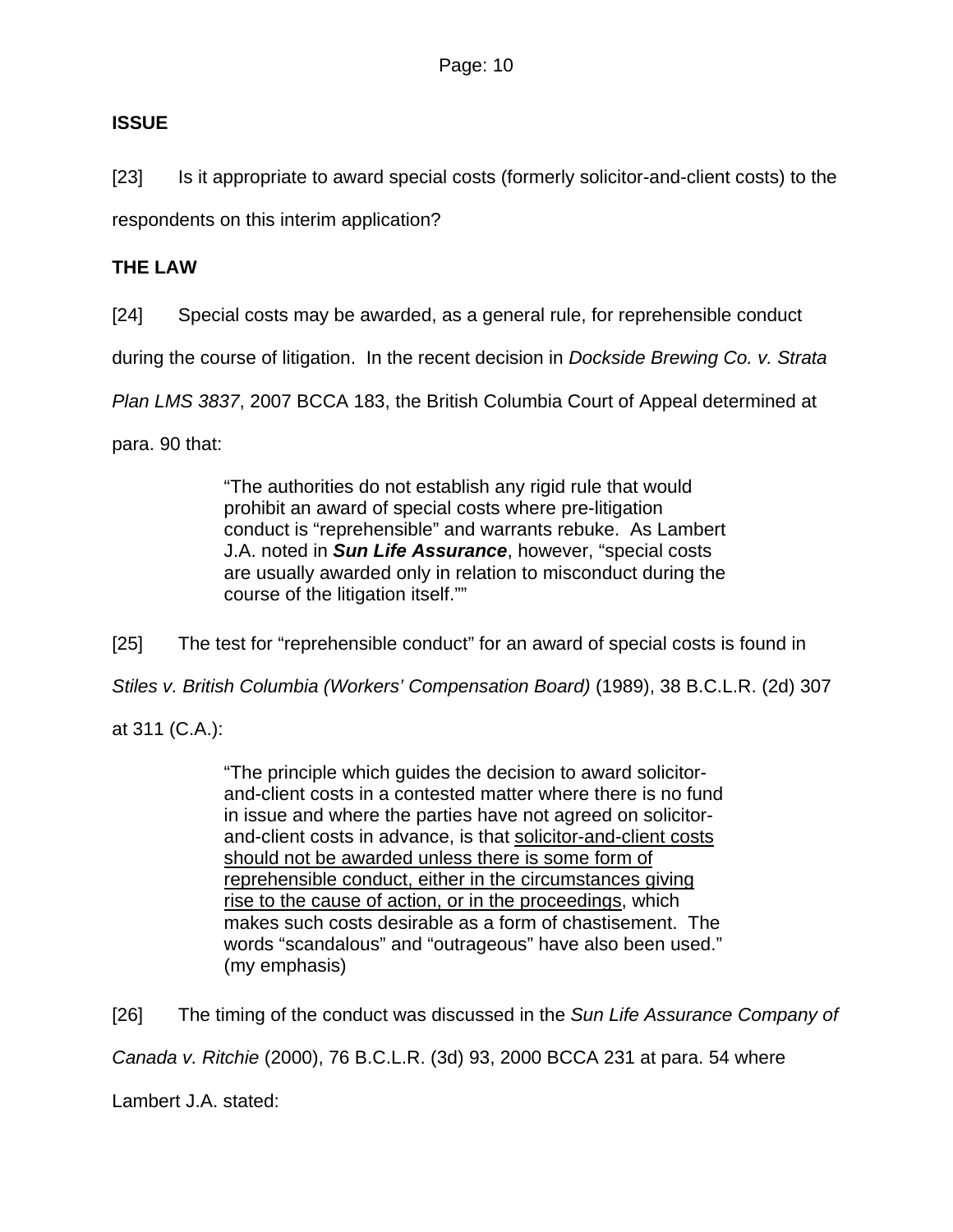**ISSUE**

[23] Is it appropriate to award special costs (formerly solicitor-and-client costs) to the respondents on this interim application?

**THE LAW**

[24] Special costs may be awarded, as a general rule, for reprehensible conduct during the course of litigation. In the recent decision in *Dockside Brewing Co. v. Strata Plan LMS 3837*, 2007 BCCA 183, the British Columbia Court of Appeal determined at para. 90 that:

> "The authorities do not establish any rigid rule that would prohibit an award of special costs where pre-litigation conduct is "reprehensible" and warrants rebuke. As Lambert J.A. noted in ***Sun Life Assurance***, however, "special costs are usually awarded only in relation to misconduct during the course of the litigation itself.""

[25] The test for "reprehensible conduct" for an award of special costs is found in *Stiles v. British Columbia (Workers' Compensation Board)* (1989), 38 B.C.L.R. (2d) 307 at 311 (C.A.):

> "The principle which guides the decision to award solicitor-and-client costs in a contested matter where there is no fund in issue and where the parties have not agreed on solicitor-and-client costs in advance, is that <u>solicitor-and-client costs should not be awarded unless there is some form of reprehensible conduct, either in the circumstances giving rise to the cause of action, or in the proceedings</u>, which makes such costs desirable as a form of chastisement. The words "scandalous" and "outrageous" have also been used." (my emphasis)

[26] The timing of the conduct was discussed in the *Sun Life Assurance Company of Canada v. Ritchie* (2000), 76 B.C.L.R. (3d) 93, 2000 BCCA 231 at para. 54 where Lambert J.A. stated: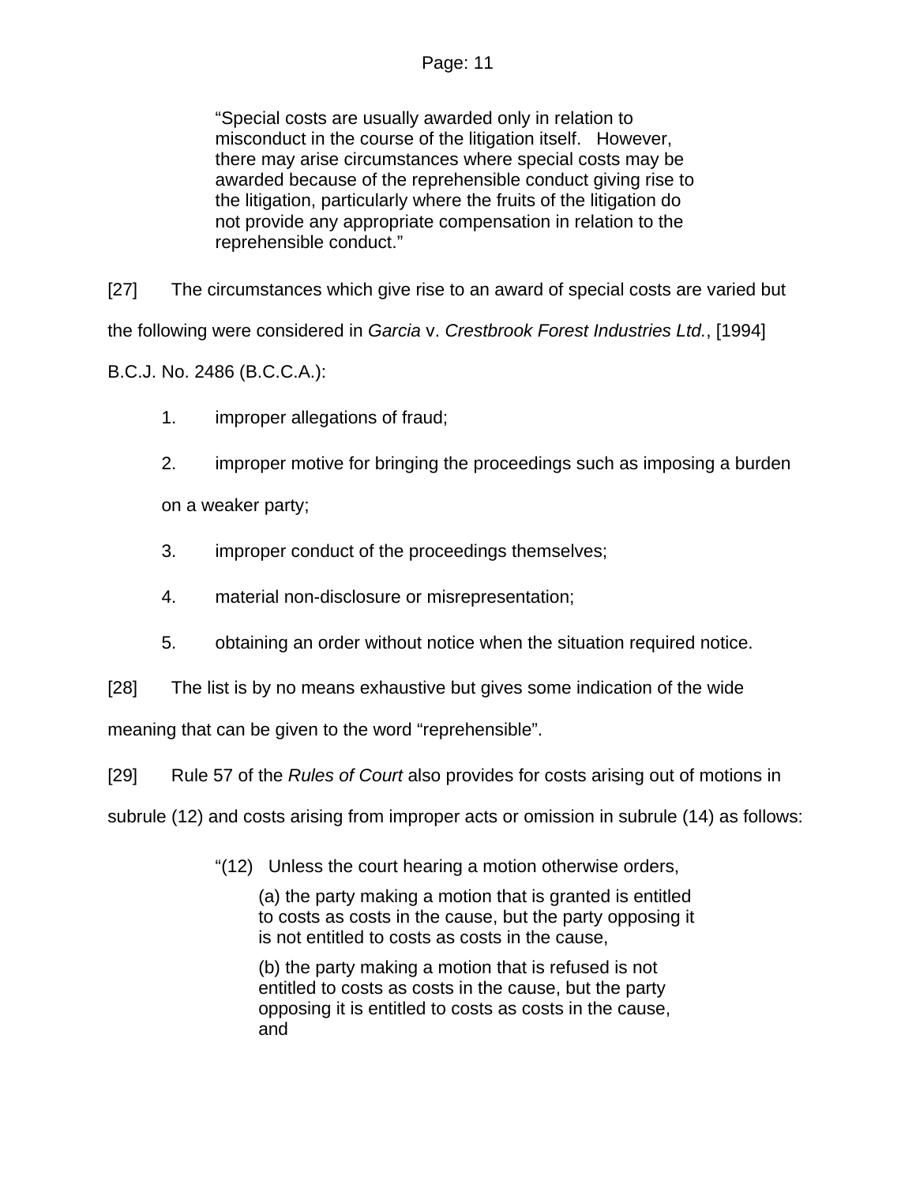> "Special costs are usually awarded only in relation to misconduct in the course of the litigation itself. However, there may arise circumstances where special costs may be awarded because of the reprehensible conduct giving rise to the litigation, particularly where the fruits of the litigation do not provide any appropriate compensation in relation to the reprehensible conduct."

[27] The circumstances which give rise to an award of special costs are varied but the following were considered in *Garcia* v. *Crestbrook Forest Industries Ltd.*, [1994] B.C.J. No. 2486 (B.C.C.A.):

1. improper allegations of fraud;
2. improper motive for bringing the proceedings such as imposing a burden on a weaker party;
3. improper conduct of the proceedings themselves;
4. material non-disclosure or misrepresentation;
5. obtaining an order without notice when the situation required notice.

[28] The list is by no means exhaustive but gives some indication of the wide meaning that can be given to the word "reprehensible".

[29] Rule 57 of the *Rules of Court* also provides for costs arising out of motions in subrule (12) and costs arising from improper acts or omission in subrule (14) as follows:

> "(12) Unless the court hearing a motion otherwise orders,
>
> (a) the party making a motion that is granted is entitled to costs as costs in the cause, but the party opposing it is not entitled to costs as costs in the cause,
>
> (b) the party making a motion that is refused is not entitled to costs as costs in the cause, but the party opposing it is entitled to costs as costs in the cause, and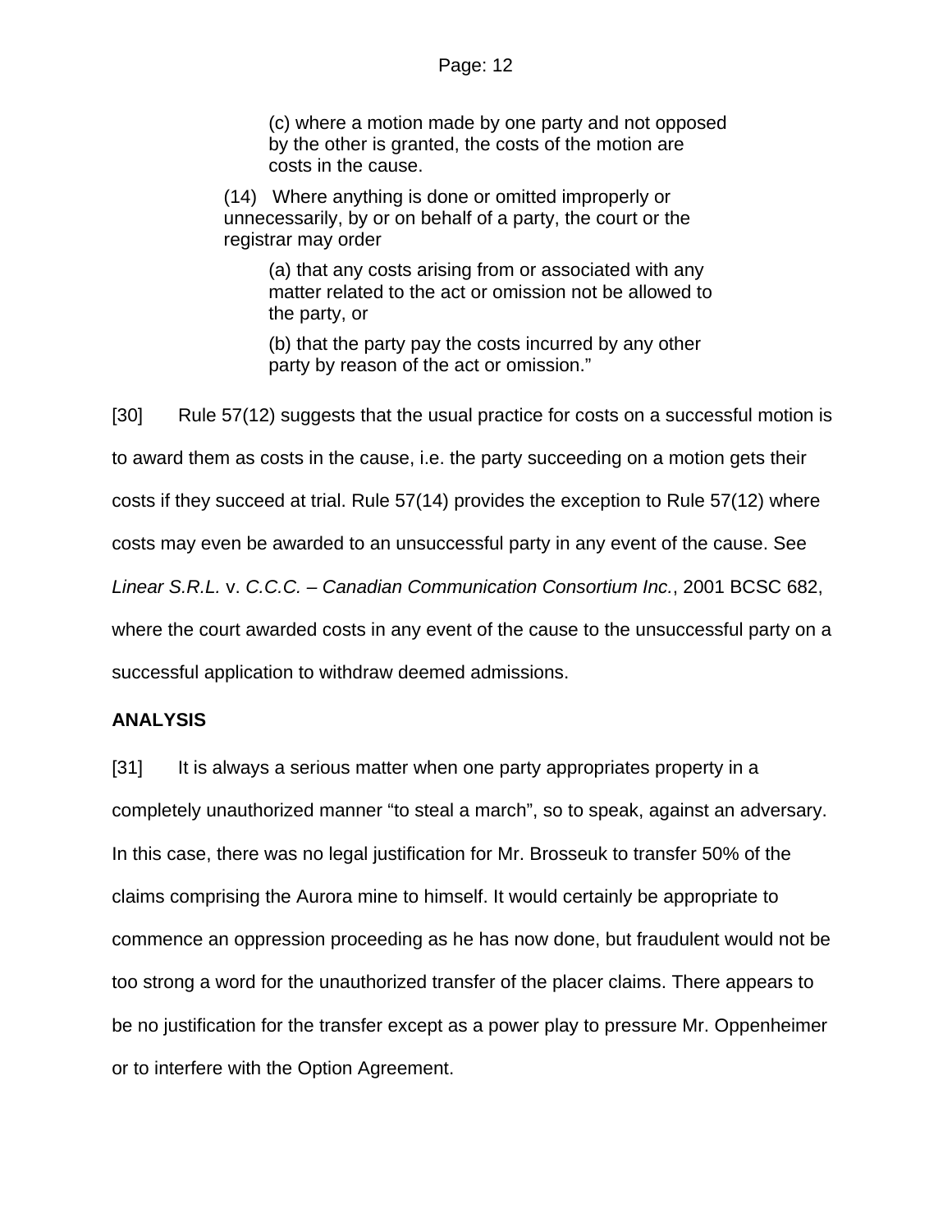> (c) where a motion made by one party and not opposed by the other is granted, the costs of the motion are costs in the cause.
>
> (14) Where anything is done or omitted improperly or unnecessarily, by or on behalf of a party, the court or the registrar may order
>
> (a) that any costs arising from or associated with any matter related to the act or omission not be allowed to the party, or
>
> (b) that the party pay the costs incurred by any other party by reason of the act or omission."

[30] Rule 57(12) suggests that the usual practice for costs on a successful motion is to award them as costs in the cause, i.e. the party succeeding on a motion gets their costs if they succeed at trial. Rule 57(14) provides the exception to Rule 57(12) where costs may even be awarded to an unsuccessful party in any event of the cause. See *Linear S.R.L.* v. *C.C.C. – Canadian Communication Consortium Inc.*, 2001 BCSC 682, where the court awarded costs in any event of the cause to the unsuccessful party on a successful application to withdraw deemed admissions.

**ANALYSIS**

[31] It is always a serious matter when one party appropriates property in a completely unauthorized manner "to steal a march", so to speak, against an adversary. In this case, there was no legal justification for Mr. Brosseuk to transfer 50% of the claims comprising the Aurora mine to himself. It would certainly be appropriate to commence an oppression proceeding as he has now done, but fraudulent would not be too strong a word for the unauthorized transfer of the placer claims. There appears to be no justification for the transfer except as a power play to pressure Mr. Oppenheimer or to interfere with the Option Agreement.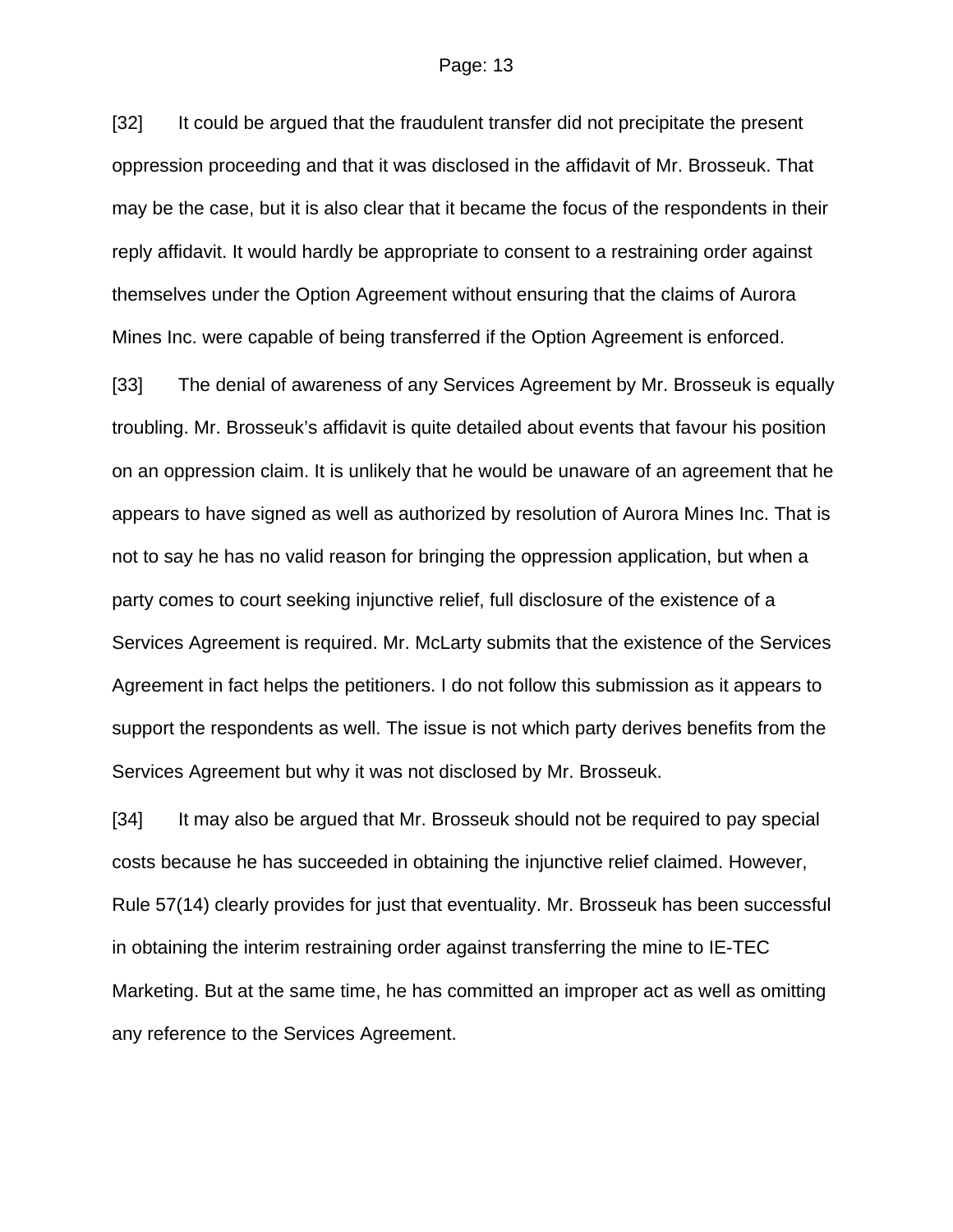[32] It could be argued that the fraudulent transfer did not precipitate the present oppression proceeding and that it was disclosed in the affidavit of Mr. Brosseuk. That may be the case, but it is also clear that it became the focus of the respondents in their reply affidavit. It would hardly be appropriate to consent to a restraining order against themselves under the Option Agreement without ensuring that the claims of Aurora Mines Inc. were capable of being transferred if the Option Agreement is enforced.

[33] The denial of awareness of any Services Agreement by Mr. Brosseuk is equally troubling. Mr. Brosseuk's affidavit is quite detailed about events that favour his position on an oppression claim. It is unlikely that he would be unaware of an agreement that he appears to have signed as well as authorized by resolution of Aurora Mines Inc. That is not to say he has no valid reason for bringing the oppression application, but when a party comes to court seeking injunctive relief, full disclosure of the existence of a Services Agreement is required. Mr. McLarty submits that the existence of the Services Agreement in fact helps the petitioners. I do not follow this submission as it appears to support the respondents as well. The issue is not which party derives benefits from the Services Agreement but why it was not disclosed by Mr. Brosseuk.

[34] It may also be argued that Mr. Brosseuk should not be required to pay special costs because he has succeeded in obtaining the injunctive relief claimed. However, Rule 57(14) clearly provides for just that eventuality. Mr. Brosseuk has been successful in obtaining the interim restraining order against transferring the mine to IE-TEC Marketing. But at the same time, he has committed an improper act as well as omitting any reference to the Services Agreement.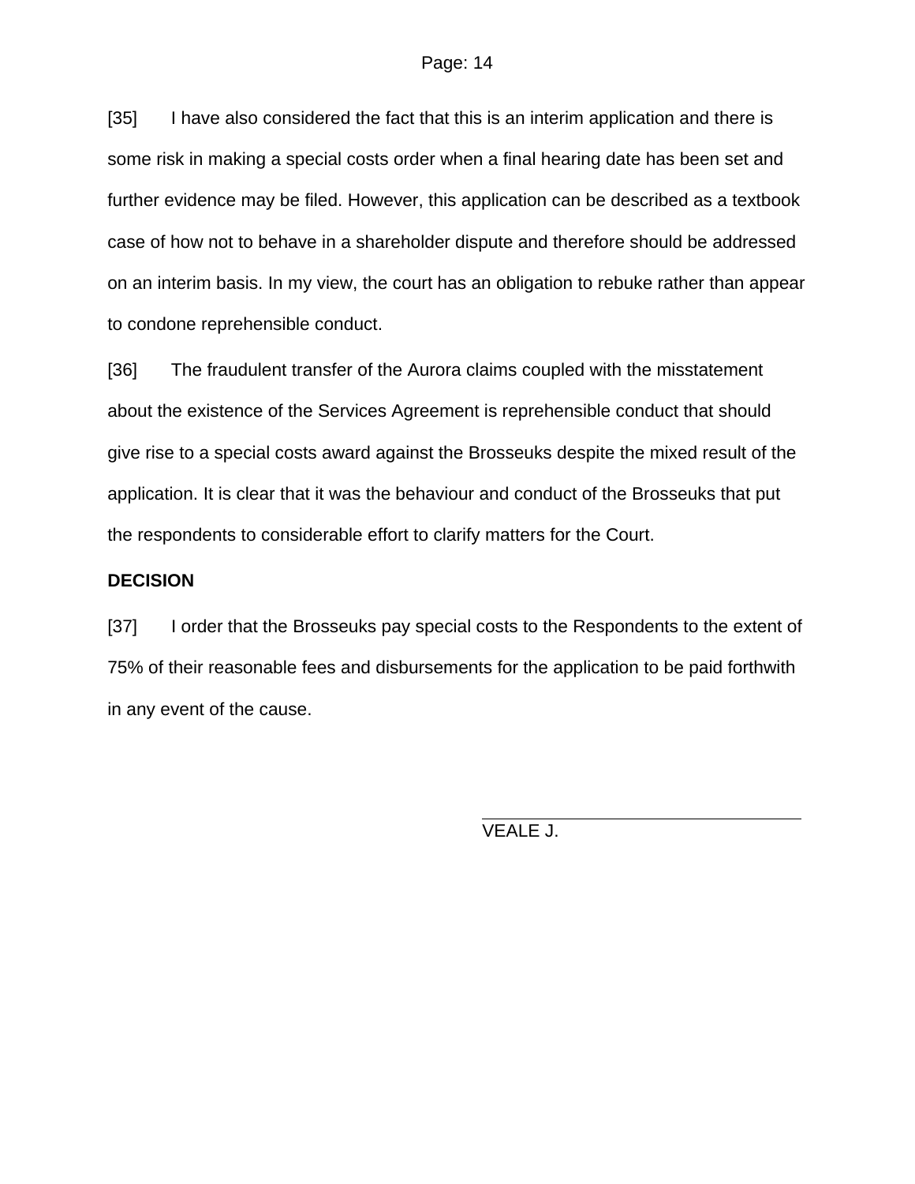[35] I have also considered the fact that this is an interim application and there is some risk in making a special costs order when a final hearing date has been set and further evidence may be filed. However, this application can be described as a textbook case of how not to behave in a shareholder dispute and therefore should be addressed on an interim basis. In my view, the court has an obligation to rebuke rather than appear to condone reprehensible conduct.

[36] The fraudulent transfer of the Aurora claims coupled with the misstatement about the existence of the Services Agreement is reprehensible conduct that should give rise to a special costs award against the Brosseuks despite the mixed result of the application. It is clear that it was the behaviour and conduct of the Brosseuks that put the respondents to considerable effort to clarify matters for the Court.

**DECISION**

[37] I order that the Brosseuks pay special costs to the Respondents to the extent of 75% of their reasonable fees and disbursements for the application to be paid forthwith in any event of the cause.

___________________________

VEALE J.